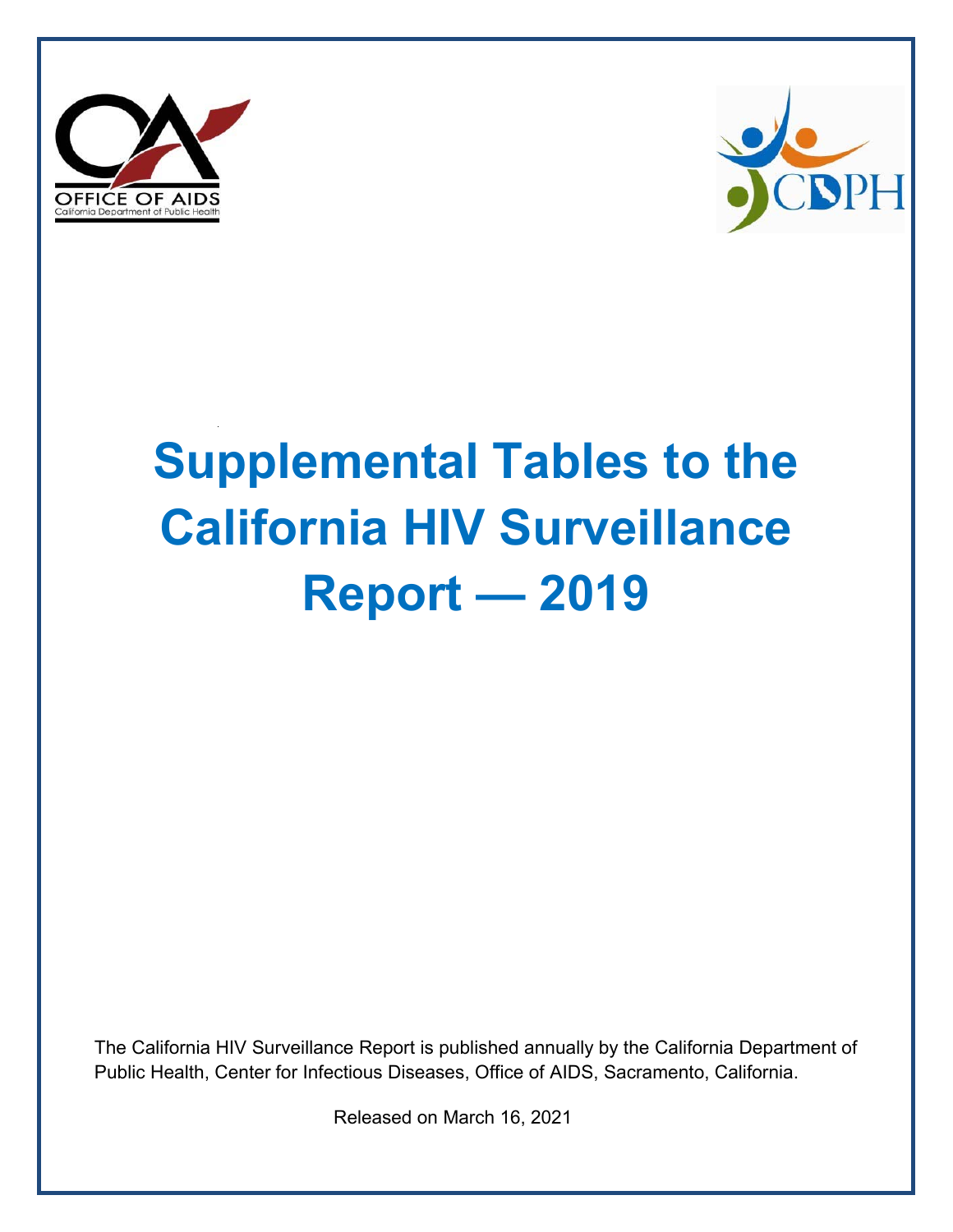OFFICE OF AIDS
California Department of Public Health

CDPH

# Supplemental Tables to the California HIV Surveillance Report — 2019

The California HIV Surveillance Report is published annually by the California Department of Public Health, Center for Infectious Diseases, Office of AIDS, Sacramento, California.

Released on March 16, 2021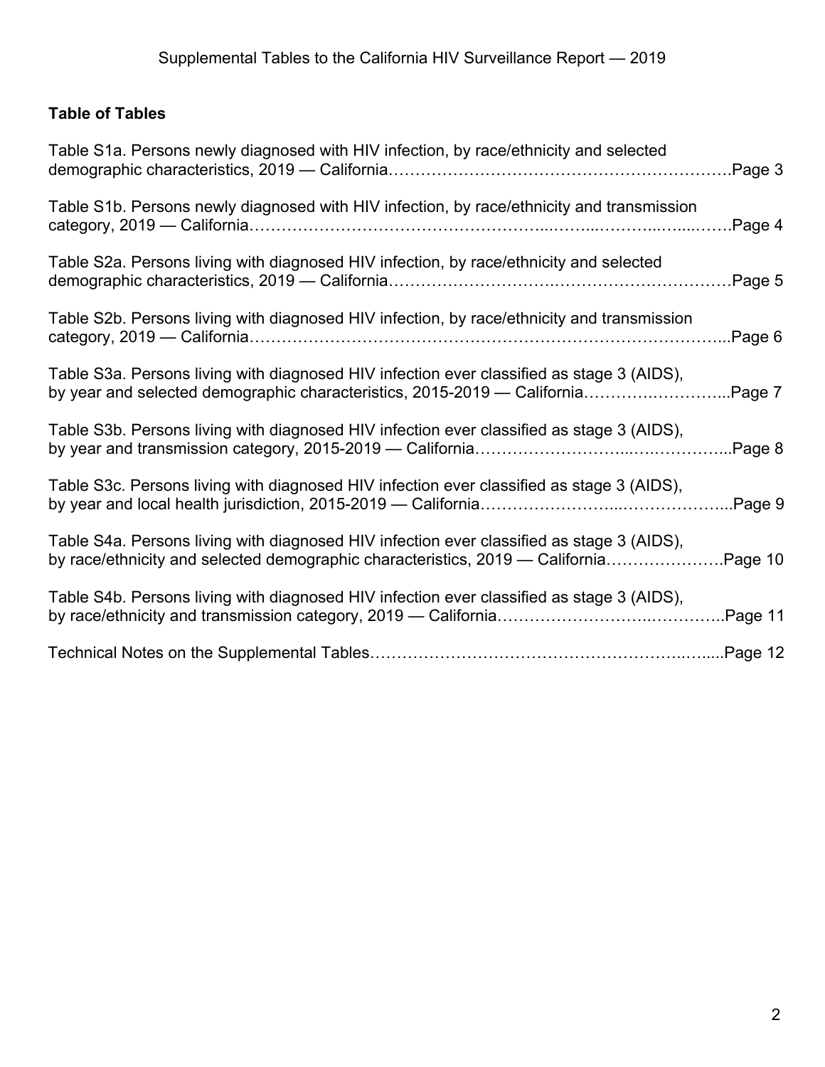## Table of Tables

Table S1a. Persons newly diagnosed with HIV infection, by race/ethnicity and selected demographic characteristics, 2019 — California……………………………………………………….Page 3

Table S1b. Persons newly diagnosed with HIV infection, by race/ethnicity and transmission category, 2019 — California……………………………………………...……..………..…...…….Page 4

Table S2a. Persons living with diagnosed HIV infection, by race/ethnicity and selected demographic characteristics, 2019 — California……………………….……………………………Page 5

Table S2b. Persons living with diagnosed HIV infection, by race/ethnicity and transmission category, 2019 — California……………………………………………………………………...Page 6

Table S3a. Persons living with diagnosed HIV infection ever classified as stage 3 (AIDS), by year and selected demographic characteristics, 2015-2019 — California……….…………...Page 7

Table S3b. Persons living with diagnosed HIV infection ever classified as stage 3 (AIDS), by year and transmission category, 2015-2019 — California………………………..….…………...Page 8

Table S3c. Persons living with diagnosed HIV infection ever classified as stage 3 (AIDS), by year and local health jurisdiction, 2015-2019 — California……….…………...………………...Page 9

Table S4a. Persons living with diagnosed HIV infection ever classified as stage 3 (AIDS), by race/ethnicity and selected demographic characteristics, 2019 — California………………….Page 10

Table S4b. Persons living with diagnosed HIV infection ever classified as stage 3 (AIDS), by race/ethnicity and transmission category, 2019 — California……………………..…………..Page 11

Technical Notes on the Supplemental Tables……………………………………………..…....Page 12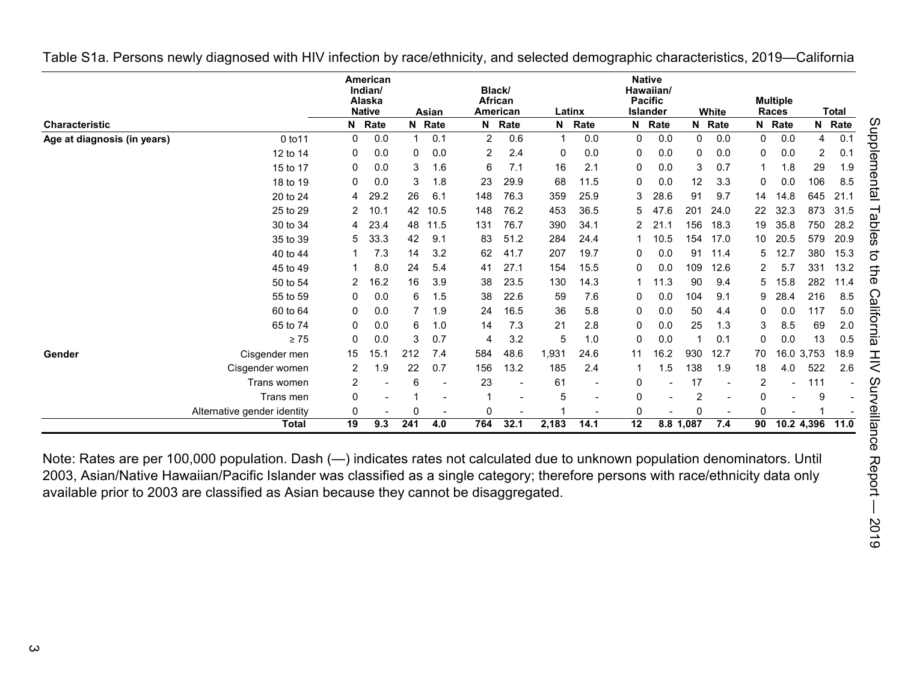Table S1a. Persons newly diagnosed with HIV infection by race/ethnicity, and selected demographic characteristics, 2019—California

| Characteristic | | American Indian/ Alaska Native | | Asian | | Black/ African American | | Latinx | | Native Hawaiian/ Pacific Islander | | White | | Multiple Races | | Total | |
|---|---|---|---|---|---|---|---|---|---|---|---|---|---|---|---|---|---|
| | | N | Rate | N | Rate | N | Rate | N | Rate | N | Rate | N | Rate | N | Rate | N | Rate |
| Age at diagnosis (in years) | 0 to11 | 0 | 0.0 | 1 | 0.1 | 2 | 0.6 | 1 | 0.0 | 0 | 0.0 | 0 | 0.0 | 0 | 0.0 | 4 | 0.1 |
| | 12 to 14 | 0 | 0.0 | 0 | 0.0 | 2 | 2.4 | 0 | 0.0 | 0 | 0.0 | 0 | 0.0 | 0 | 0.0 | 2 | 0.1 |
| | 15 to 17 | 0 | 0.0 | 3 | 1.6 | 6 | 7.1 | 16 | 2.1 | 0 | 0.0 | 3 | 0.7 | 1 | 1.8 | 29 | 1.9 |
| | 18 to 19 | 0 | 0.0 | 3 | 1.8 | 23 | 29.9 | 68 | 11.5 | 0 | 0.0 | 12 | 3.3 | 0 | 0.0 | 106 | 8.5 |
| | 20 to 24 | 4 | 29.2 | 26 | 6.1 | 148 | 76.3 | 359 | 25.9 | 3 | 28.6 | 91 | 9.7 | 14 | 14.8 | 645 | 21.1 |
| | 25 to 29 | 2 | 10.1 | 42 | 10.5 | 148 | 76.2 | 453 | 36.5 | 5 | 47.6 | 201 | 24.0 | 22 | 32.3 | 873 | 31.5 |
| | 30 to 34 | 4 | 23.4 | 48 | 11.5 | 131 | 76.7 | 390 | 34.1 | 2 | 21.1 | 156 | 18.3 | 19 | 35.8 | 750 | 28.2 |
| | 35 to 39 | 5 | 33.3 | 42 | 9.1 | 83 | 51.2 | 284 | 24.4 | 1 | 10.5 | 154 | 17.0 | 10 | 20.5 | 579 | 20.9 |
| | 40 to 44 | 1 | 7.3 | 14 | 3.2 | 62 | 41.7 | 207 | 19.7 | 0 | 0.0 | 91 | 11.4 | 5 | 12.7 | 380 | 15.3 |
| | 45 to 49 | 1 | 8.0 | 24 | 5.4 | 41 | 27.1 | 154 | 15.5 | 0 | 0.0 | 109 | 12.6 | 2 | 5.7 | 331 | 13.2 |
| | 50 to 54 | 2 | 16.2 | 16 | 3.9 | 38 | 23.5 | 130 | 14.3 | 1 | 11.3 | 90 | 9.4 | 5 | 15.8 | 282 | 11.4 |
| | 55 to 59 | 0 | 0.0 | 6 | 1.5 | 38 | 22.6 | 59 | 7.6 | 0 | 0.0 | 104 | 9.1 | 9 | 28.4 | 216 | 8.5 |
| | 60 to 64 | 0 | 0.0 | 7 | 1.9 | 24 | 16.5 | 36 | 5.8 | 0 | 0.0 | 50 | 4.4 | 0 | 0.0 | 117 | 5.0 |
| | 65 to 74 | 0 | 0.0 | 6 | 1.0 | 14 | 7.3 | 21 | 2.8 | 0 | 0.0 | 25 | 1.3 | 3 | 8.5 | 69 | 2.0 |
| | ≥ 75 | 0 | 0.0 | 3 | 0.7 | 4 | 3.2 | 5 | 1.0 | 0 | 0.0 | 1 | 0.1 | 0 | 0.0 | 13 | 0.5 |
| Gender | Cisgender men | 15 | 15.1 | 212 | 7.4 | 584 | 48.6 | 1,931 | 24.6 | 11 | 16.2 | 930 | 12.7 | 70 | 16.0 | 3,753 | 18.9 |
| | Cisgender women | 2 | 1.9 | 22 | 0.7 | 156 | 13.2 | 185 | 2.4 | 1 | 1.5 | 138 | 1.9 | 18 | 4.0 | 522 | 2.6 |
| | Trans women | 2 | - | 6 | - | 23 | - | 61 | - | 0 | - | 17 | - | 2 | - | 111 | - |
| | Trans men | 0 | - | 1 | - | 1 | - | 5 | - | 0 | - | 2 | - | 0 | - | 9 | - |
| | Alternative gender identity | 0 | - | 0 | - | 0 | - | 1 | - | 0 | - | 0 | - | 0 | - | 1 | - |
| | **Total** | **19** | **9.3** | **241** | **4.0** | **764** | **32.1** | **2,183** | **14.1** | **12** | **8.8** | **1,087** | **7.4** | **90** | **10.2** | **4,396** | **11.0** |

Note: Rates are per 100,000 population. Dash (—) indicates rates not calculated due to unknown population denominators. Until 2003, Asian/Native Hawaiian/Pacific Islander was classified as a single category; therefore persons with race/ethnicity data only available prior to 2003 are classified as Asian because they cannot be disaggregated.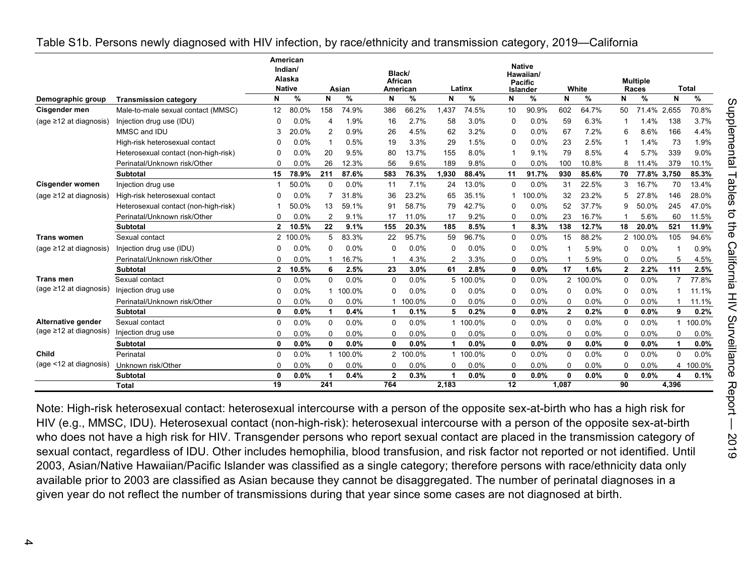Table S1b. Persons newly diagnosed with HIV infection, by race/ethnicity and transmission category, 2019—California

| Demographic group | Transmission category | American Indian/ Alaska Native N | American Indian/ Alaska Native % | Asian N | Asian % | Black/ African American N | Black/ African American % | Latinx N | Latinx % | Native Hawaiian/ Pacific Islander N | Native Hawaiian/ Pacific Islander % | White N | White % | Multiple Races N | Multiple Races % | Total N | Total % |
|---|---|---|---|---|---|---|---|---|---|---|---|---|---|---|---|---|---|
| **Cisgender men** | Male-to-male sexual contact (MMSC) | 12 | 80.0% | 158 | 74.9% | 386 | 66.2% | 1,437 | 74.5% | 10 | 90.9% | 602 | 64.7% | 50 | 71.4% | 2,655 | 70.8% |
| (age ≥12 at diagnosis) | Injection drug use (IDU) | 0 | 0.0% | 4 | 1.9% | 16 | 2.7% | 58 | 3.0% | 0 | 0.0% | 59 | 6.3% | 1 | 1.4% | 138 | 3.7% |
| | MMSC and IDU | 3 | 20.0% | 2 | 0.9% | 26 | 4.5% | 62 | 3.2% | 0 | 0.0% | 67 | 7.2% | 6 | 8.6% | 166 | 4.4% |
| | High-risk heterosexual contact | 0 | 0.0% | 1 | 0.5% | 19 | 3.3% | 29 | 1.5% | 0 | 0.0% | 23 | 2.5% | 1 | 1.4% | 73 | 1.9% |
| | Heterosexual contact (non-high-risk) | 0 | 0.0% | 20 | 9.5% | 80 | 13.7% | 155 | 8.0% | 1 | 9.1% | 79 | 8.5% | 4 | 5.7% | 339 | 9.0% |
| | Perinatal/Unknown risk/Other | 0 | 0.0% | 26 | 12.3% | 56 | 9.6% | 189 | 9.8% | 0 | 0.0% | 100 | 10.8% | 8 | 11.4% | 379 | 10.1% |
| | **Subtotal** | **15** | **78.9%** | **211** | **87.6%** | **583** | **76.3%** | **1,930** | **88.4%** | **11** | **91.7%** | **930** | **85.6%** | **70** | **77.8%** | **3,750** | **85.3%** |
| **Cisgender women** | Injection drug use | 1 | 50.0% | 0 | 0.0% | 11 | 7.1% | 24 | 13.0% | 0 | 0.0% | 31 | 22.5% | 3 | 16.7% | 70 | 13.4% |
| (age ≥12 at diagnosis) | High-risk heterosexual contact | 0 | 0.0% | 7 | 31.8% | 36 | 23.2% | 65 | 35.1% | 1 | 100.0% | 32 | 23.2% | 5 | 27.8% | 146 | 28.0% |
| | Heterosexual contact (non-high-risk) | 1 | 50.0% | 13 | 59.1% | 91 | 58.7% | 79 | 42.7% | 0 | 0.0% | 52 | 37.7% | 9 | 50.0% | 245 | 47.0% |
| | Perinatal/Unknown risk/Other | 0 | 0.0% | 2 | 9.1% | 17 | 11.0% | 17 | 9.2% | 0 | 0.0% | 23 | 16.7% | 1 | 5.6% | 60 | 11.5% |
| | **Subtotal** | **2** | **10.5%** | **22** | **9.1%** | **155** | **20.3%** | **185** | **8.5%** | **1** | **8.3%** | **138** | **12.7%** | **18** | **20.0%** | **521** | **11.9%** |
| **Trans women** | Sexual contact | 2 | 100.0% | 5 | 83.3% | 22 | 95.7% | 59 | 96.7% | 0 | 0.0% | 15 | 88.2% | 2 | 100.0% | 105 | 94.6% |
| (age ≥12 at diagnosis) | Injection drug use (IDU) | 0 | 0.0% | 0 | 0.0% | 0 | 0.0% | 0 | 0.0% | 0 | 0.0% | 1 | 5.9% | 0 | 0.0% | 1 | 0.9% |
| | Perinatal/Unknown risk/Other | 0 | 0.0% | 1 | 16.7% | 1 | 4.3% | 2 | 3.3% | 0 | 0.0% | 1 | 5.9% | 0 | 0.0% | 5 | 4.5% |
| | **Subtotal** | **2** | **10.5%** | **6** | **2.5%** | **23** | **3.0%** | **61** | **2.8%** | **0** | **0.0%** | **17** | **1.6%** | **2** | **2.2%** | **111** | **2.5%** |
| **Trans men** | Sexual contact | 0 | 0.0% | 0 | 0.0% | 0 | 0.0% | 5 | 100.0% | 0 | 0.0% | 2 | 100.0% | 0 | 0.0% | 7 | 77.8% |
| (age ≥12 at diagnosis) | Injection drug use | 0 | 0.0% | 1 | 100.0% | 0 | 0.0% | 0 | 0.0% | 0 | 0.0% | 0 | 0.0% | 0 | 0.0% | 1 | 11.1% |
| | Perinatal/Unknown risk/Other | 0 | 0.0% | 0 | 0.0% | 1 | 100.0% | 0 | 0.0% | 0 | 0.0% | 0 | 0.0% | 0 | 0.0% | 1 | 11.1% |
| | **Subtotal** | **0** | **0.0%** | **1** | **0.4%** | **1** | **0.1%** | **5** | **0.2%** | **0** | **0.0%** | **2** | **0.2%** | **0** | **0.0%** | **9** | **0.2%** |
| **Alternative gender** | Sexual contact | 0 | 0.0% | 0 | 0.0% | 0 | 0.0% | 1 | 100.0% | 0 | 0.0% | 0 | 0.0% | 0 | 0.0% | 1 | 100.0% |
| (age ≥12 at diagnosis) | Injection drug use | 0 | 0.0% | 0 | 0.0% | 0 | 0.0% | 0 | 0.0% | 0 | 0.0% | 0 | 0.0% | 0 | 0.0% | 0 | 0.0% |
| | **Subtotal** | **0** | **0.0%** | **0** | **0.0%** | **0** | **0.0%** | **1** | **0.0%** | **0** | **0.0%** | **0** | **0.0%** | **0** | **0.0%** | **1** | **0.0%** |
| **Child** | Perinatal | 0 | 0.0% | 1 | 100.0% | 2 | 100.0% | 1 | 100.0% | 0 | 0.0% | 0 | 0.0% | 0 | 0.0% | 0 | 0.0% |
| (age <12 at diagnosis) | Unknown risk/Other | 0 | 0.0% | 0 | 0.0% | 0 | 0.0% | 0 | 0.0% | 0 | 0.0% | 0 | 0.0% | 0 | 0.0% | 4 | 100.0% |
| | **Subtotal** | **0** | **0.0%** | **1** | **0.4%** | **2** | **0.3%** | **1** | **0.0%** | **0** | **0.0%** | **0** | **0.0%** | **0** | **0.0%** | **4** | **0.1%** |
| | **Total** | **19** | | **241** | | **764** | | **2,183** | | **12** | | **1,087** | | **90** | | **4,396** | |

Note: High-risk heterosexual contact: heterosexual intercourse with a person of the opposite sex-at-birth who has a high risk for HIV (e.g., MMSC, IDU). Heterosexual contact (non-high-risk): heterosexual intercourse with a person of the opposite sex-at-birth who does not have a high risk for HIV. Transgender persons who report sexual contact are placed in the transmission category of sexual contact, regardless of IDU. Other includes hemophilia, blood transfusion, and risk factor not reported or not identified. Until 2003, Asian/Native Hawaiian/Pacific Islander was classified as a single category; therefore persons with race/ethnicity data only available prior to 2003 are classified as Asian because they cannot be disaggregated. The number of perinatal diagnoses in a given year do not reflect the number of transmissions during that year since some cases are not diagnosed at birth.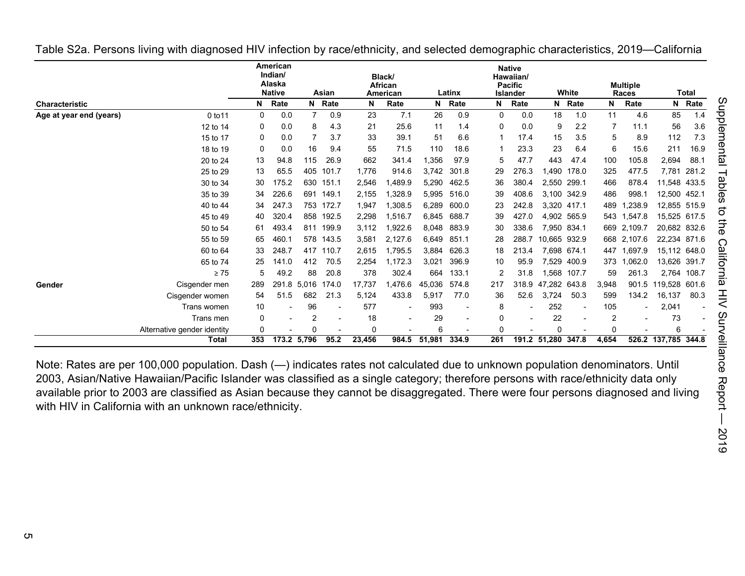Table S2a. Persons living with diagnosed HIV infection by race/ethnicity, and selected demographic characteristics, 2019—California

| Characteristic | | American Indian/ Alaska Native | | Asian | | Black/ African American | | Latinx | | Native Hawaiian/ Pacific Islander | | White | | Multiple Races | | Total | |
|---|---|---|---|---|---|---|---|---|---|---|---|---|---|---|---|---|---|
| | | N | Rate | N | Rate | N | Rate | N | Rate | N | Rate | N | Rate | N | Rate | N | Rate |
| Age at year end (years) | 0 to11 | 0 | 0.0 | 7 | 0.9 | 23 | 7.1 | 26 | 0.9 | 0 | 0.0 | 18 | 1.0 | 11 | 4.6 | 85 | 1.4 |
| | 12 to 14 | 0 | 0.0 | 8 | 4.3 | 21 | 25.6 | 11 | 1.4 | 0 | 0.0 | 9 | 2.2 | 7 | 11.1 | 56 | 3.6 |
| | 15 to 17 | 0 | 0.0 | 7 | 3.7 | 33 | 39.1 | 51 | 6.6 | 1 | 17.4 | 15 | 3.5 | 5 | 8.9 | 112 | 7.3 |
| | 18 to 19 | 0 | 0.0 | 16 | 9.4 | 55 | 71.5 | 110 | 18.6 | 1 | 23.3 | 23 | 6.4 | 6 | 15.6 | 211 | 16.9 |
| | 20 to 24 | 13 | 94.8 | 115 | 26.9 | 662 | 341.4 | 1,356 | 97.9 | 5 | 47.7 | 443 | 47.4 | 100 | 105.8 | 2,694 | 88.1 |
| | 25 to 29 | 13 | 65.5 | 405 | 101.7 | 1,776 | 914.6 | 3,742 | 301.8 | 29 | 276.3 | 1,490 | 178.0 | 325 | 477.5 | 7,781 | 281.2 |
| | 30 to 34 | 30 | 175.2 | 630 | 151.1 | 2,546 | 1,489.9 | 5,290 | 462.5 | 36 | 380.4 | 2,550 | 299.1 | 466 | 878.4 | 11,548 | 433.5 |
| | 35 to 39 | 34 | 226.6 | 691 | 149.1 | 2,155 | 1,328.9 | 5,995 | 516.0 | 39 | 408.6 | 3,100 | 342.9 | 486 | 998.1 | 12,500 | 452.1 |
| | 40 to 44 | 34 | 247.3 | 753 | 172.7 | 1,947 | 1,308.5 | 6,289 | 600.0 | 23 | 242.8 | 3,320 | 417.1 | 489 | 1,238.9 | 12,855 | 515.9 |
| | 45 to 49 | 40 | 320.4 | 858 | 192.5 | 2,298 | 1,516.7 | 6,845 | 688.7 | 39 | 427.0 | 4,902 | 565.9 | 543 | 1,547.8 | 15,525 | 617.5 |
| | 50 to 54 | 61 | 493.4 | 811 | 199.9 | 3,112 | 1,922.6 | 8,048 | 883.9 | 30 | 338.6 | 7,950 | 834.1 | 669 | 2,109.7 | 20,682 | 832.6 |
| | 55 to 59 | 65 | 460.1 | 578 | 143.5 | 3,581 | 2,127.6 | 6,649 | 851.1 | 28 | 288.7 | 10,665 | 932.9 | 668 | 2,107.6 | 22,234 | 871.6 |
| | 60 to 64 | 33 | 248.7 | 417 | 110.7 | 2,615 | 1,795.5 | 3,884 | 626.3 | 18 | 213.4 | 7,698 | 674.1 | 447 | 1,697.9 | 15,112 | 648.0 |
| | 65 to 74 | 25 | 141.0 | 412 | 70.5 | 2,254 | 1,172.3 | 3,021 | 396.9 | 10 | 95.9 | 7,529 | 400.9 | 373 | 1,062.0 | 13,626 | 391.7 |
| | ≥ 75 | 5 | 49.2 | 88 | 20.8 | 378 | 302.4 | 664 | 133.1 | 2 | 31.8 | 1,568 | 107.7 | 59 | 261.3 | 2,764 | 108.7 |
| Gender | Cisgender men | 289 | 291.8 | 5,016 | 174.0 | 17,737 | 1,476.6 | 45,036 | 574.8 | 217 | 318.9 | 47,282 | 643.8 | 3,948 | 901.5 | 119,528 | 601.6 |
| | Cisgender women | 54 | 51.5 | 682 | 21.3 | 5,124 | 433.8 | 5,917 | 77.0 | 36 | 52.6 | 3,724 | 50.3 | 599 | 134.2 | 16,137 | 80.3 |
| | Trans women | 10 | - | 96 | - | 577 | - | 993 | - | 8 | - | 252 | - | 105 | - | 2,041 | - |
| | Trans men | 0 | - | 2 | - | 18 | - | 29 | - | 0 | - | 22 | - | 2 | - | 73 | - |
| | Alternative gender identity | 0 | - | 0 | - | 0 | - | 6 | - | 0 | - | 0 | - | 0 | - | 6 | - |
| | **Total** | **353** | **173.2** | **5,796** | **95.2** | **23,456** | **984.5** | **51,981** | **334.9** | **261** | **191.2** | **51,280** | **347.8** | **4,654** | **526.2** | **137,785** | **344.8** |

Note: Rates are per 100,000 population. Dash (—) indicates rates not calculated due to unknown population denominators. Until 2003, Asian/Native Hawaiian/Pacific Islander was classified as a single category; therefore persons with race/ethnicity data only available prior to 2003 are classified as Asian because they cannot be disaggregated. There were four persons diagnosed and living with HIV in California with an unknown race/ethnicity.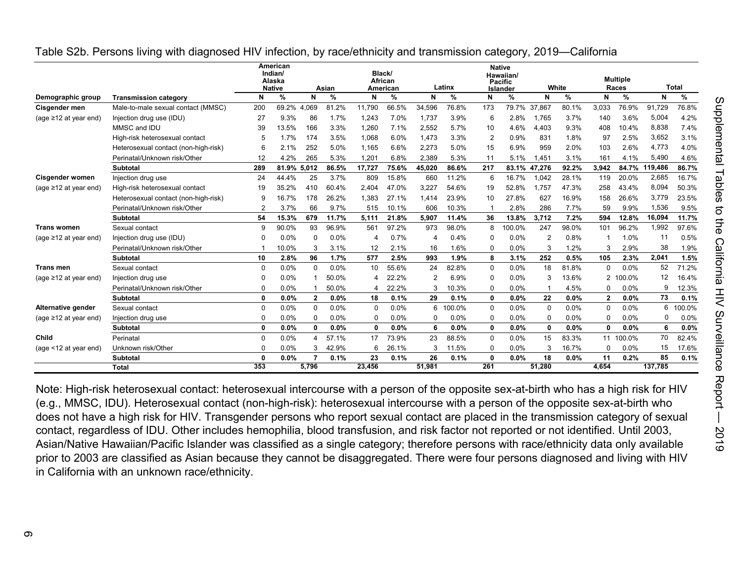Table S2b. Persons living with diagnosed HIV infection, by race/ethnicity and transmission category, 2019—California

| | | American Indian/ Alaska Native | | Asian | | Black/ African American | | Latinx | | Native Hawaiian/ Pacific Islander | | White | | Multiple Races | | Total | |
|---|---|---|---|---|---|---|---|---|---|---|---|---|---|---|---|---|---|
| **Demographic group** | **Transmission category** | **N** | **%** | **N** | **%** | **N** | **%** | **N** | **%** | **N** | **%** | **N** | **%** | **N** | **%** | **N** | **%** |
| **Cisgender men** | Male-to-male sexual contact (MMSC) | 200 | 69.2% | 4,069 | 81.2% | 11,790 | 66.5% | 34,596 | 76.8% | 173 | 79.7% | 37,867 | 80.1% | 3,033 | 76.9% | 91,729 | 76.8% |
| (age ≥12 at year end) | Injection drug use (IDU) | 27 | 9.3% | 86 | 1.7% | 1,243 | 7.0% | 1,737 | 3.9% | 6 | 2.8% | 1,765 | 3.7% | 140 | 3.6% | 5,004 | 4.2% |
| | MMSC and IDU | 39 | 13.5% | 166 | 3.3% | 1,260 | 7.1% | 2,552 | 5.7% | 10 | 4.6% | 4,403 | 9.3% | 408 | 10.4% | 8,838 | 7.4% |
| | High-risk heterosexual contact | 5 | 1.7% | 174 | 3.5% | 1,068 | 6.0% | 1,473 | 3.3% | 2 | 0.9% | 831 | 1.8% | 97 | 2.5% | 3,652 | 3.1% |
| | Heterosexual contact (non-high-risk) | 6 | 2.1% | 252 | 5.0% | 1,165 | 6.6% | 2,273 | 5.0% | 15 | 6.9% | 959 | 2.0% | 103 | 2.6% | 4,773 | 4.0% |
| | Perinatal/Unknown risk/Other | 12 | 4.2% | 265 | 5.3% | 1,201 | 6.8% | 2,389 | 5.3% | 11 | 5.1% | 1,451 | 3.1% | 161 | 4.1% | 5,490 | 4.6% |
| | **Subtotal** | **289** | **81.9%** | **5,012** | **86.5%** | **17,727** | **75.6%** | **45,020** | **86.6%** | **217** | **83.1%** | **47,276** | **92.2%** | **3,942** | **84.7%** | **119,486** | **86.7%** |
| **Cisgender women** | Injection drug use | 24 | 44.4% | 25 | 3.7% | 809 | 15.8% | 660 | 11.2% | 6 | 16.7% | 1,042 | 28.1% | 119 | 20.0% | 2,685 | 16.7% |
| (age ≥12 at year end) | High-risk heterosexual contact | 19 | 35.2% | 410 | 60.4% | 2,404 | 47.0% | 3,227 | 54.6% | 19 | 52.8% | 1,757 | 47.3% | 258 | 43.4% | 8,094 | 50.3% |
| | Heterosexual contact (non-high-risk) | 9 | 16.7% | 178 | 26.2% | 1,383 | 27.1% | 1,414 | 23.9% | 10 | 27.8% | 627 | 16.9% | 158 | 26.6% | 3,779 | 23.5% |
| | Perinatal/Unknown risk/Other | 2 | 3.7% | 66 | 9.7% | 515 | 10.1% | 606 | 10.3% | 1 | 2.8% | 286 | 7.7% | 59 | 9.9% | 1,536 | 9.5% |
| | **Subtotal** | **54** | **15.3%** | **679** | **11.7%** | **5,111** | **21.8%** | **5,907** | **11.4%** | **36** | **13.8%** | **3,712** | **7.2%** | **594** | **12.8%** | **16,094** | **11.7%** |
| **Trans women** | Sexual contact | 9 | 90.0% | 93 | 96.9% | 561 | 97.2% | 973 | 98.0% | 8 | 100.0% | 247 | 98.0% | 101 | 96.2% | 1,992 | 97.6% |
| (age ≥12 at year end) | Injection drug use (IDU) | 0 | 0.0% | 0 | 0.0% | 4 | 0.7% | 4 | 0.4% | 0 | 0.0% | 2 | 0.8% | 1 | 1.0% | 11 | 0.5% |
| | Perinatal/Unknown risk/Other | 1 | 10.0% | 3 | 3.1% | 12 | 2.1% | 16 | 1.6% | 0 | 0.0% | 3 | 1.2% | 3 | 2.9% | 38 | 1.9% |
| | **Subtotal** | **10** | **2.8%** | **96** | **1.7%** | **577** | **2.5%** | **993** | **1.9%** | **8** | **3.1%** | **252** | **0.5%** | **105** | **2.3%** | **2,041** | **1.5%** |
| **Trans men** | Sexual contact | 0 | 0.0% | 0 | 0.0% | 10 | 55.6% | 24 | 82.8% | 0 | 0.0% | 18 | 81.8% | 0 | 0.0% | 52 | 71.2% |
| (age ≥12 at year end) | Injection drug use | 0 | 0.0% | 1 | 50.0% | 4 | 22.2% | 2 | 6.9% | 0 | 0.0% | 3 | 13.6% | 2 | 100.0% | 12 | 16.4% |
| | Perinatal/Unknown risk/Other | 0 | 0.0% | 1 | 50.0% | 4 | 22.2% | 3 | 10.3% | 0 | 0.0% | 1 | 4.5% | 0 | 0.0% | 9 | 12.3% |
| | **Subtotal** | **0** | **0.0%** | **2** | **0.0%** | **18** | **0.1%** | **29** | **0.1%** | **0** | **0.0%** | **22** | **0.0%** | **2** | **0.0%** | **73** | **0.1%** |
| **Alternative gender** | Sexual contact | 0 | 0.0% | 0 | 0.0% | 0 | 0.0% | 6 | 100.0% | 0 | 0.0% | 0 | 0.0% | 0 | 0.0% | 6 | 100.0% |
| (age ≥12 at year end) | Injection drug use | 0 | 0.0% | 0 | 0.0% | 0 | 0.0% | 0 | 0.0% | 0 | 0.0% | 0 | 0.0% | 0 | 0.0% | 0 | 0.0% |
| | **Subtotal** | **0** | **0.0%** | **0** | **0.0%** | **0** | **0.0%** | **6** | **0.0%** | **0** | **0.0%** | **0** | **0.0%** | **0** | **0.0%** | **6** | **0.0%** |
| **Child** | Perinatal | 0 | 0.0% | 4 | 57.1% | 17 | 73.9% | 23 | 88.5% | 0 | 0.0% | 15 | 83.3% | 11 | 100.0% | 70 | 82.4% |
| (age <12 at year end) | Unknown risk/Other | 0 | 0.0% | 3 | 42.9% | 6 | 26.1% | 3 | 11.5% | 0 | 0.0% | 3 | 16.7% | 0 | 0.0% | 15 | 17.6% |
| | **Subtotal** | **0** | **0.0%** | **7** | **0.1%** | **23** | **0.1%** | **26** | **0.1%** | **0** | **0.0%** | **18** | **0.0%** | **11** | **0.2%** | **85** | **0.1%** |
| | **Total** | **353** | | **5,796** | | **23,456** | | **51,981** | | **261** | | **51,280** | | **4,654** | | **137,785** | |

Note: High-risk heterosexual contact: heterosexual intercourse with a person of the opposite sex-at-birth who has a high risk for HIV (e.g., MMSC, IDU). Heterosexual contact (non-high-risk): heterosexual intercourse with a person of the opposite sex-at-birth who does not have a high risk for HIV. Transgender persons who report sexual contact are placed in the transmission category of sexual contact, regardless of IDU. Other includes hemophilia, blood transfusion, and risk factor not reported or not identified. Until 2003, Asian/Native Hawaiian/Pacific Islander was classified as a single category; therefore persons with race/ethnicity data only available prior to 2003 are classified as Asian because they cannot be disaggregated. There were four persons diagnosed and living with HIV in California with an unknown race/ethnicity.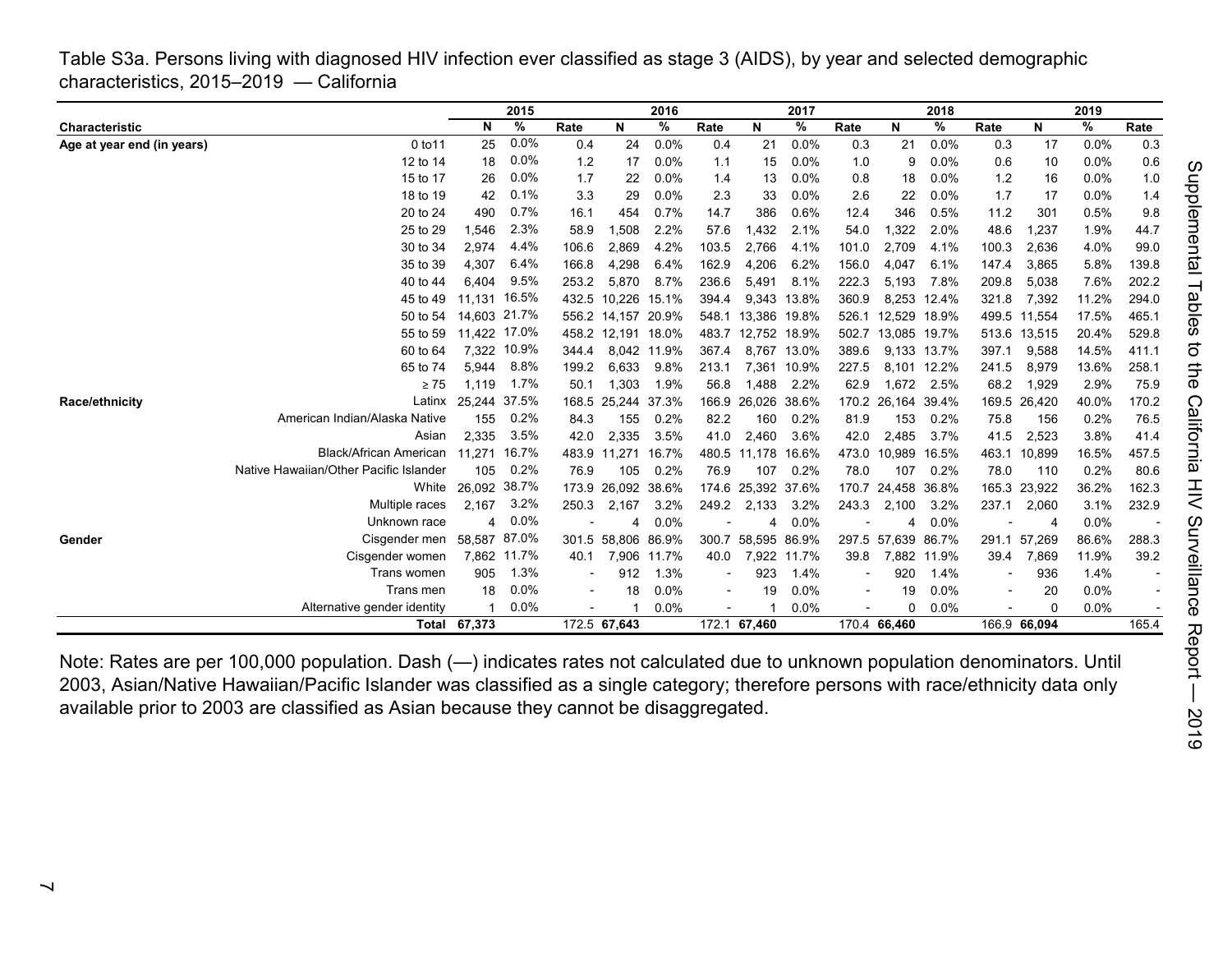Table S3a. Persons living with diagnosed HIV infection ever classified as stage 3 (AIDS), by year and selected demographic characteristics, 2015–2019 — California

| Characteristic | | 2015 | | | 2016 | | | 2017 | | | 2018 | | | 2019 | | |
|---|---|---|---|---|---|---|---|---|---|---|---|---|---|---|---|---|
| | | N | % | Rate | N | % | Rate | N | % | Rate | N | % | Rate | N | % | Rate |
| Age at year end (in years) | 0 to11 | 25 | 0.0% | 0.4 | 24 | 0.0% | 0.4 | 21 | 0.0% | 0.3 | 21 | 0.0% | 0.3 | 17 | 0.0% | 0.3 |
| | 12 to 14 | 18 | 0.0% | 1.2 | 17 | 0.0% | 1.1 | 15 | 0.0% | 1.0 | 9 | 0.0% | 0.6 | 10 | 0.0% | 0.6 |
| | 15 to 17 | 26 | 0.0% | 1.7 | 22 | 0.0% | 1.4 | 13 | 0.0% | 0.8 | 18 | 0.0% | 1.2 | 16 | 0.0% | 1.0 |
| | 18 to 19 | 42 | 0.1% | 3.3 | 29 | 0.0% | 2.3 | 33 | 0.0% | 2.6 | 22 | 0.0% | 1.7 | 17 | 0.0% | 1.4 |
| | 20 to 24 | 490 | 0.7% | 16.1 | 454 | 0.7% | 14.7 | 386 | 0.6% | 12.4 | 346 | 0.5% | 11.2 | 301 | 0.5% | 9.8 |
| | 25 to 29 | 1,546 | 2.3% | 58.9 | 1,508 | 2.2% | 57.6 | 1,432 | 2.1% | 54.0 | 1,322 | 2.0% | 48.6 | 1,237 | 1.9% | 44.7 |
| | 30 to 34 | 2,974 | 4.4% | 106.6 | 2,869 | 4.2% | 103.5 | 2,766 | 4.1% | 101.0 | 2,709 | 4.1% | 100.3 | 2,636 | 4.0% | 99.0 |
| | 35 to 39 | 4,307 | 6.4% | 166.8 | 4,298 | 6.4% | 162.9 | 4,206 | 6.2% | 156.0 | 4,047 | 6.1% | 147.4 | 3,865 | 5.8% | 139.8 |
| | 40 to 44 | 6,404 | 9.5% | 253.2 | 5,870 | 8.7% | 236.6 | 5,491 | 8.1% | 222.3 | 5,193 | 7.8% | 209.8 | 5,038 | 7.6% | 202.2 |
| | 45 to 49 | 11,131 | 16.5% | 432.5 | 10,226 | 15.1% | 394.4 | 9,343 | 13.8% | 360.9 | 8,253 | 12.4% | 321.8 | 7,392 | 11.2% | 294.0 |
| | 50 to 54 | 14,603 | 21.7% | 556.2 | 14,157 | 20.9% | 548.1 | 13,386 | 19.8% | 526.1 | 12,529 | 18.9% | 499.5 | 11,554 | 17.5% | 465.1 |
| | 55 to 59 | 11,422 | 17.0% | 458.2 | 12,191 | 18.0% | 483.7 | 12,752 | 18.9% | 502.7 | 13,085 | 19.7% | 513.6 | 13,515 | 20.4% | 529.8 |
| | 60 to 64 | 7,322 | 10.9% | 344.4 | 8,042 | 11.9% | 367.4 | 8,767 | 13.0% | 389.6 | 9,133 | 13.7% | 397.1 | 9,588 | 14.5% | 411.1 |
| | 65 to 74 | 5,944 | 8.8% | 199.2 | 6,633 | 9.8% | 213.1 | 7,361 | 10.9% | 227.5 | 8,101 | 12.2% | 241.5 | 8,979 | 13.6% | 258.1 |
| | ≥ 75 | 1,119 | 1.7% | 50.1 | 1,303 | 1.9% | 56.8 | 1,488 | 2.2% | 62.9 | 1,672 | 2.5% | 68.2 | 1,929 | 2.9% | 75.9 |
| Race/ethnicity | Latinx | 25,244 | 37.5% | 168.5 | 25,244 | 37.3% | 166.9 | 26,026 | 38.6% | 170.2 | 26,164 | 39.4% | 169.5 | 26,420 | 40.0% | 170.2 |
| | American Indian/Alaska Native | 155 | 0.2% | 84.3 | 155 | 0.2% | 82.2 | 160 | 0.2% | 81.9 | 153 | 0.2% | 75.8 | 156 | 0.2% | 76.5 |
| | Asian | 2,335 | 3.5% | 42.0 | 2,335 | 3.5% | 41.0 | 2,460 | 3.6% | 42.0 | 2,485 | 3.7% | 41.5 | 2,523 | 3.8% | 41.4 |
| | Black/African American | 11,271 | 16.7% | 483.9 | 11,271 | 16.7% | 480.5 | 11,178 | 16.6% | 473.0 | 10,989 | 16.5% | 463.1 | 10,899 | 16.5% | 457.5 |
| | Native Hawaiian/Other Pacific Islander | 105 | 0.2% | 76.9 | 105 | 0.2% | 76.9 | 107 | 0.2% | 78.0 | 107 | 0.2% | 78.0 | 110 | 0.2% | 80.6 |
| | White | 26,092 | 38.7% | 173.9 | 26,092 | 38.6% | 174.6 | 25,392 | 37.6% | 170.7 | 24,458 | 36.8% | 165.3 | 23,922 | 36.2% | 162.3 |
| | Multiple races | 2,167 | 3.2% | 250.3 | 2,167 | 3.2% | 249.2 | 2,133 | 3.2% | 243.3 | 2,100 | 3.2% | 237.1 | 2,060 | 3.1% | 232.9 |
| | Unknown race | 4 | 0.0% | - | 4 | 0.0% | - | 4 | 0.0% | - | 4 | 0.0% | - | 4 | 0.0% | - |
| Gender | Cisgender men | 58,587 | 87.0% | 301.5 | 58,806 | 86.9% | 300.7 | 58,595 | 86.9% | 297.5 | 57,639 | 86.7% | 291.1 | 57,269 | 86.6% | 288.3 |
| | Cisgender women | 7,862 | 11.7% | 40.1 | 7,906 | 11.7% | 40.0 | 7,922 | 11.7% | 39.8 | 7,882 | 11.9% | 39.4 | 7,869 | 11.9% | 39.2 |
| | Trans women | 905 | 1.3% | - | 912 | 1.3% | - | 923 | 1.4% | - | 920 | 1.4% | - | 936 | 1.4% | - |
| | Trans men | 18 | 0.0% | - | 18 | 0.0% | - | 19 | 0.0% | - | 19 | 0.0% | - | 20 | 0.0% | - |
| | Alternative gender identity | 1 | 0.0% | - | 1 | 0.0% | - | 1 | 0.0% | - | 0 | 0.0% | - | 0 | 0.0% | - |
| | **Total** | **67,373** | | 172.5 | **67,643** | | 172.1 | **67,460** | | 170.4 | **66,460** | | 166.9 | **66,094** | | 165.4 |

Note: Rates are per 100,000 population. Dash (—) indicates rates not calculated due to unknown population denominators. Until 2003, Asian/Native Hawaiian/Pacific Islander was classified as a single category; therefore persons with race/ethnicity data only available prior to 2003 are classified as Asian because they cannot be disaggregated.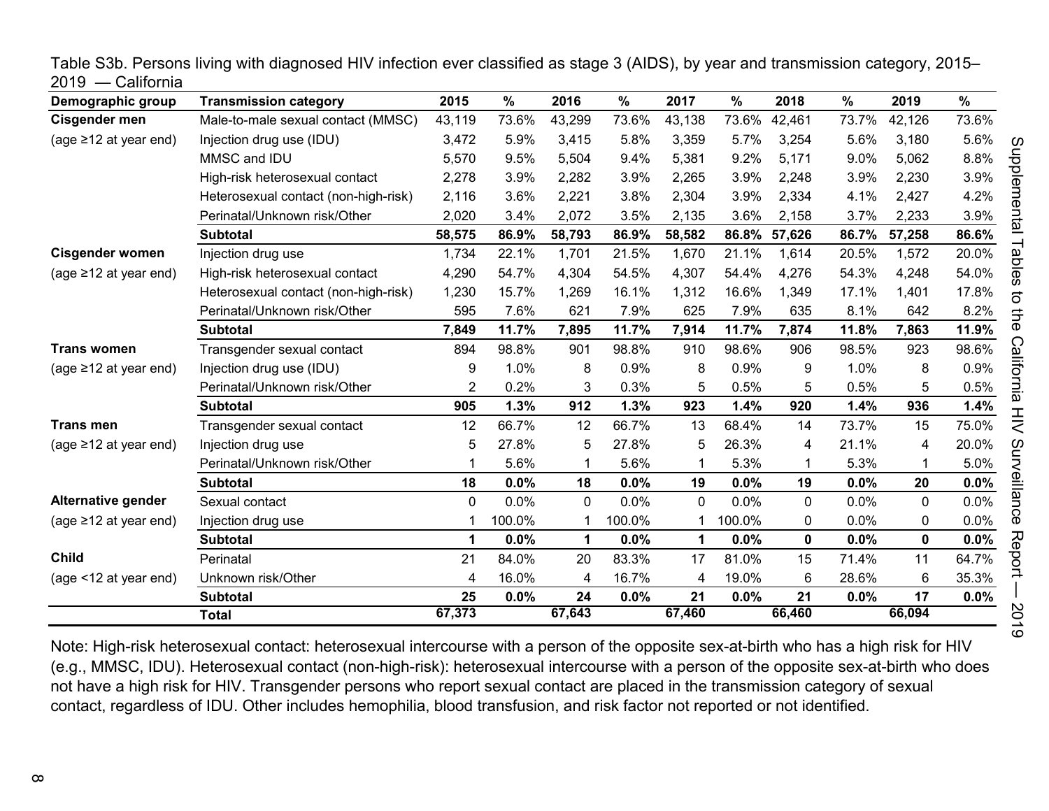Table S3b. Persons living with diagnosed HIV infection ever classified as stage 3 (AIDS), by year and transmission category, 2015–2019 — California

| Demographic group | Transmission category | 2015 | % | 2016 | % | 2017 | % | 2018 | % | 2019 | % |
|---|---|---|---|---|---|---|---|---|---|---|---|
| **Cisgender men** | Male-to-male sexual contact (MMSC) | 43,119 | 73.6% | 43,299 | 73.6% | 43,138 | 73.6% | 42,461 | 73.7% | 42,126 | 73.6% |
| (age ≥12 at year end) | Injection drug use (IDU) | 3,472 | 5.9% | 3,415 | 5.8% | 3,359 | 5.7% | 3,254 | 5.6% | 3,180 | 5.6% |
| | MMSC and IDU | 5,570 | 9.5% | 5,504 | 9.4% | 5,381 | 9.2% | 5,171 | 9.0% | 5,062 | 8.8% |
| | High-risk heterosexual contact | 2,278 | 3.9% | 2,282 | 3.9% | 2,265 | 3.9% | 2,248 | 3.9% | 2,230 | 3.9% |
| | Heterosexual contact (non-high-risk) | 2,116 | 3.6% | 2,221 | 3.8% | 2,304 | 3.9% | 2,334 | 4.1% | 2,427 | 4.2% |
| | Perinatal/Unknown risk/Other | 2,020 | 3.4% | 2,072 | 3.5% | 2,135 | 3.6% | 2,158 | 3.7% | 2,233 | 3.9% |
| | **Subtotal** | **58,575** | **86.9%** | **58,793** | **86.9%** | **58,582** | **86.8%** | **57,626** | **86.7%** | **57,258** | **86.6%** |
| **Cisgender women** | Injection drug use | 1,734 | 22.1% | 1,701 | 21.5% | 1,670 | 21.1% | 1,614 | 20.5% | 1,572 | 20.0% |
| (age ≥12 at year end) | High-risk heterosexual contact | 4,290 | 54.7% | 4,304 | 54.5% | 4,307 | 54.4% | 4,276 | 54.3% | 4,248 | 54.0% |
| | Heterosexual contact (non-high-risk) | 1,230 | 15.7% | 1,269 | 16.1% | 1,312 | 16.6% | 1,349 | 17.1% | 1,401 | 17.8% |
| | Perinatal/Unknown risk/Other | 595 | 7.6% | 621 | 7.9% | 625 | 7.9% | 635 | 8.1% | 642 | 8.2% |
| | **Subtotal** | **7,849** | **11.7%** | **7,895** | **11.7%** | **7,914** | **11.7%** | **7,874** | **11.8%** | **7,863** | **11.9%** |
| **Trans women** | Transgender sexual contact | 894 | 98.8% | 901 | 98.8% | 910 | 98.6% | 906 | 98.5% | 923 | 98.6% |
| (age ≥12 at year end) | Injection drug use (IDU) | 9 | 1.0% | 8 | 0.9% | 8 | 0.9% | 9 | 1.0% | 8 | 0.9% |
| | Perinatal/Unknown risk/Other | 2 | 0.2% | 3 | 0.3% | 5 | 0.5% | 5 | 0.5% | 5 | 0.5% |
| | **Subtotal** | **905** | **1.3%** | **912** | **1.3%** | **923** | **1.4%** | **920** | **1.4%** | **936** | **1.4%** |
| **Trans men** | Transgender sexual contact | 12 | 66.7% | 12 | 66.7% | 13 | 68.4% | 14 | 73.7% | 15 | 75.0% |
| (age ≥12 at year end) | Injection drug use | 5 | 27.8% | 5 | 27.8% | 5 | 26.3% | 4 | 21.1% | 4 | 20.0% |
| | Perinatal/Unknown risk/Other | 1 | 5.6% | 1 | 5.6% | 1 | 5.3% | 1 | 5.3% | 1 | 5.0% |
| | **Subtotal** | **18** | **0.0%** | **18** | **0.0%** | **19** | **0.0%** | **19** | **0.0%** | **20** | **0.0%** |
| **Alternative gender** | Sexual contact | 0 | 0.0% | 0 | 0.0% | 0 | 0.0% | 0 | 0.0% | 0 | 0.0% |
| (age ≥12 at year end) | Injection drug use | 1 | 100.0% | 1 | 100.0% | 1 | 100.0% | 0 | 0.0% | 0 | 0.0% |
| | **Subtotal** | **1** | **0.0%** | **1** | **0.0%** | **1** | **0.0%** | **0** | **0.0%** | **0** | **0.0%** |
| **Child** | Perinatal | 21 | 84.0% | 20 | 83.3% | 17 | 81.0% | 15 | 71.4% | 11 | 64.7% |
| (age <12 at year end) | Unknown risk/Other | 4 | 16.0% | 4 | 16.7% | 4 | 19.0% | 6 | 28.6% | 6 | 35.3% |
| | **Subtotal** | **25** | **0.0%** | **24** | **0.0%** | **21** | **0.0%** | **21** | **0.0%** | **17** | **0.0%** |
| | **Total** | **67,373** | | **67,643** | | **67,460** | | **66,460** | | **66,094** | |

Note: High-risk heterosexual contact: heterosexual intercourse with a person of the opposite sex-at-birth who has a high risk for HIV (e.g., MMSC, IDU). Heterosexual contact (non-high-risk): heterosexual intercourse with a person of the opposite sex-at-birth who does not have a high risk for HIV. Transgender persons who report sexual contact are placed in the transmission category of sexual contact, regardless of IDU. Other includes hemophilia, blood transfusion, and risk factor not reported or not identified.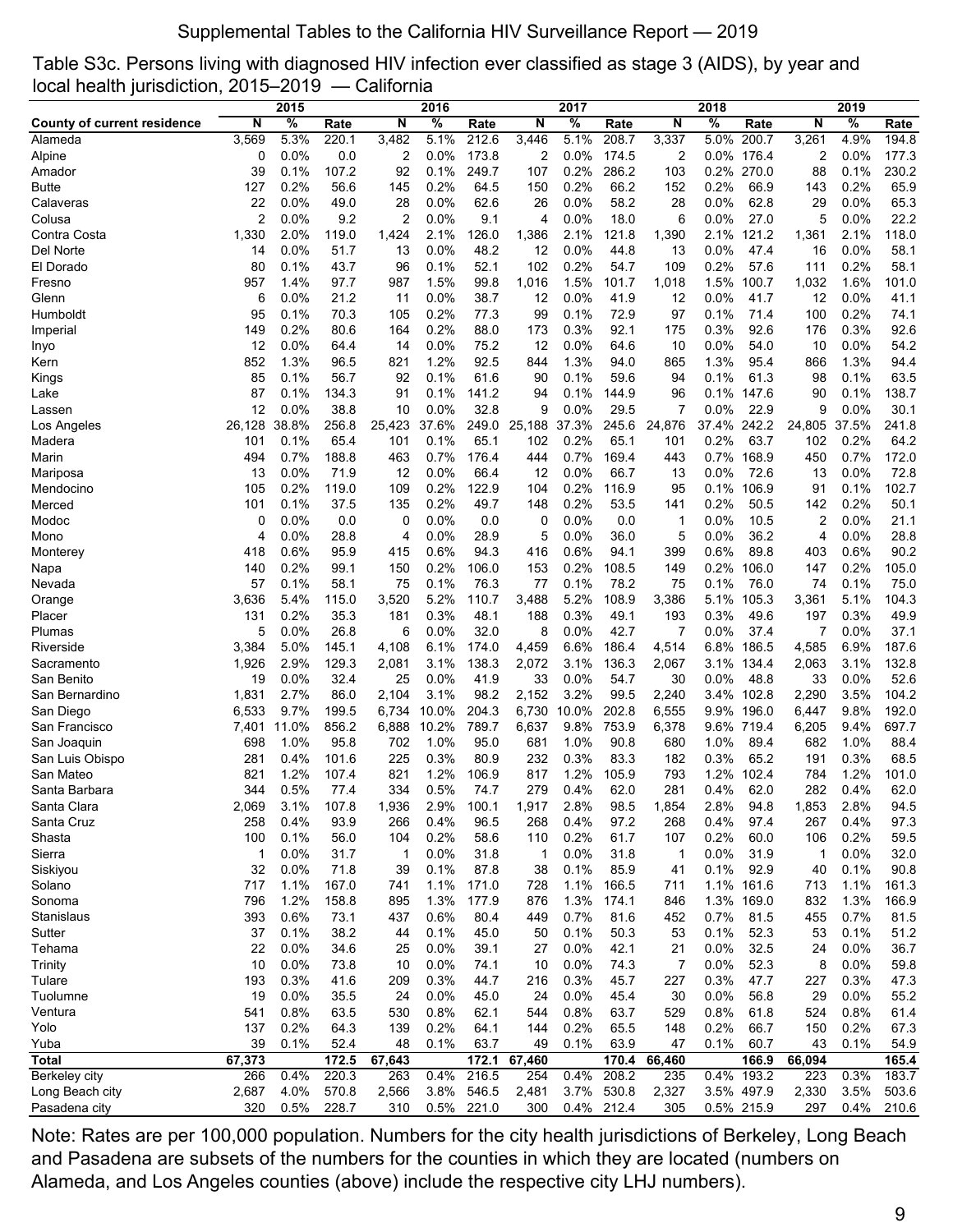Supplemental Tables to the California HIV Surveillance Report — 2019

Table S3c. Persons living with diagnosed HIV infection ever classified as stage 3 (AIDS), by year and local health jurisdiction, 2015–2019 — California

| | 2015 | | | 2016 | | | 2017 | | | 2018 | | | 2019 | | |
|---|---|---|---|---|---|---|---|---|---|---|---|---|---|---|---|
| **County of current residence** | **N** | **%** | **Rate** | **N** | **%** | **Rate** | **N** | **%** | **Rate** | **N** | **%** | **Rate** | **N** | **%** | **Rate** |
| Alameda | 3,569 | 5.3% | 220.1 | 3,482 | 5.1% | 212.6 | 3,446 | 5.1% | 208.7 | 3,337 | 5.0% | 200.7 | 3,261 | 4.9% | 194.8 |
| Alpine | 0 | 0.0% | 0.0 | 2 | 0.0% | 173.8 | 2 | 0.0% | 174.5 | 2 | 0.0% | 176.4 | 2 | 0.0% | 177.3 |
| Amador | 39 | 0.1% | 107.2 | 92 | 0.1% | 249.7 | 107 | 0.2% | 286.2 | 103 | 0.2% | 270.0 | 88 | 0.1% | 230.2 |
| Butte | 127 | 0.2% | 56.6 | 145 | 0.2% | 64.5 | 150 | 0.2% | 66.2 | 152 | 0.2% | 66.9 | 143 | 0.2% | 65.9 |
| Calaveras | 22 | 0.0% | 49.0 | 28 | 0.0% | 62.6 | 26 | 0.0% | 58.2 | 28 | 0.0% | 62.8 | 29 | 0.0% | 65.3 |
| Colusa | 2 | 0.0% | 9.2 | 2 | 0.0% | 9.1 | 4 | 0.0% | 18.0 | 6 | 0.0% | 27.0 | 5 | 0.0% | 22.2 |
| Contra Costa | 1,330 | 2.0% | 119.0 | 1,424 | 2.1% | 126.0 | 1,386 | 2.1% | 121.8 | 1,390 | 2.1% | 121.2 | 1,361 | 2.1% | 118.0 |
| Del Norte | 14 | 0.0% | 51.7 | 13 | 0.0% | 48.2 | 12 | 0.0% | 44.8 | 13 | 0.0% | 47.4 | 16 | 0.0% | 58.1 |
| El Dorado | 80 | 0.1% | 43.7 | 96 | 0.1% | 52.1 | 102 | 0.2% | 54.7 | 109 | 0.2% | 57.6 | 111 | 0.2% | 58.1 |
| Fresno | 957 | 1.4% | 97.7 | 987 | 1.5% | 99.8 | 1,016 | 1.5% | 101.7 | 1,018 | 1.5% | 100.7 | 1,032 | 1.6% | 101.0 |
| Glenn | 6 | 0.0% | 21.2 | 11 | 0.0% | 38.7 | 12 | 0.0% | 41.9 | 12 | 0.0% | 41.7 | 12 | 0.0% | 41.1 |
| Humboldt | 95 | 0.1% | 70.3 | 105 | 0.2% | 77.3 | 99 | 0.1% | 72.9 | 97 | 0.1% | 71.4 | 100 | 0.2% | 74.1 |
| Imperial | 149 | 0.2% | 80.6 | 164 | 0.2% | 88.0 | 173 | 0.3% | 92.1 | 175 | 0.3% | 92.6 | 176 | 0.3% | 92.6 |
| Inyo | 12 | 0.0% | 64.4 | 14 | 0.0% | 75.2 | 12 | 0.0% | 64.6 | 10 | 0.0% | 54.0 | 10 | 0.0% | 54.2 |
| Kern | 852 | 1.3% | 96.5 | 821 | 1.2% | 92.5 | 844 | 1.3% | 94.0 | 865 | 1.3% | 95.4 | 866 | 1.3% | 94.4 |
| Kings | 85 | 0.1% | 56.7 | 92 | 0.1% | 61.6 | 90 | 0.1% | 59.6 | 94 | 0.1% | 61.3 | 98 | 0.1% | 63.5 |
| Lake | 87 | 0.1% | 134.3 | 91 | 0.1% | 141.2 | 94 | 0.1% | 144.9 | 96 | 0.1% | 147.6 | 90 | 0.1% | 138.7 |
| Lassen | 12 | 0.0% | 38.8 | 10 | 0.0% | 32.8 | 9 | 0.0% | 29.5 | 7 | 0.0% | 22.9 | 9 | 0.0% | 30.1 |
| Los Angeles | 26,128 | 38.8% | 256.8 | 25,423 | 37.6% | 249.0 | 25,188 | 37.3% | 245.6 | 24,876 | 37.4% | 242.2 | 24,805 | 37.5% | 241.8 |
| Madera | 101 | 0.1% | 65.4 | 101 | 0.1% | 65.1 | 102 | 0.2% | 65.1 | 101 | 0.2% | 63.7 | 102 | 0.2% | 64.2 |
| Marin | 494 | 0.7% | 188.8 | 463 | 0.7% | 176.4 | 444 | 0.7% | 169.4 | 443 | 0.7% | 168.9 | 450 | 0.7% | 172.0 |
| Mariposa | 13 | 0.0% | 71.9 | 12 | 0.0% | 66.4 | 12 | 0.0% | 66.7 | 13 | 0.0% | 72.6 | 13 | 0.0% | 72.8 |
| Mendocino | 105 | 0.2% | 119.0 | 109 | 0.2% | 122.9 | 104 | 0.2% | 116.9 | 95 | 0.1% | 106.9 | 91 | 0.1% | 102.7 |
| Merced | 101 | 0.1% | 37.5 | 135 | 0.2% | 49.7 | 148 | 0.2% | 53.5 | 141 | 0.2% | 50.5 | 142 | 0.2% | 50.1 |
| Modoc | 0 | 0.0% | 0.0 | 0 | 0.0% | 0.0 | 0 | 0.0% | 0.0 | 1 | 0.0% | 10.5 | 2 | 0.0% | 21.1 |
| Mono | 4 | 0.0% | 28.8 | 4 | 0.0% | 28.9 | 5 | 0.0% | 36.0 | 5 | 0.0% | 36.2 | 4 | 0.0% | 28.8 |
| Monterey | 418 | 0.6% | 95.9 | 415 | 0.6% | 94.3 | 416 | 0.6% | 94.1 | 399 | 0.6% | 89.8 | 403 | 0.6% | 90.2 |
| Napa | 140 | 0.2% | 99.1 | 150 | 0.2% | 106.0 | 153 | 0.2% | 108.5 | 149 | 0.2% | 106.0 | 147 | 0.2% | 105.0 |
| Nevada | 57 | 0.1% | 58.1 | 75 | 0.1% | 76.3 | 77 | 0.1% | 78.2 | 75 | 0.1% | 76.0 | 74 | 0.1% | 75.0 |
| Orange | 3,636 | 5.4% | 115.0 | 3,520 | 5.2% | 110.7 | 3,488 | 5.2% | 108.9 | 3,386 | 5.1% | 105.3 | 3,361 | 5.1% | 104.3 |
| Placer | 131 | 0.2% | 35.3 | 181 | 0.3% | 48.1 | 188 | 0.3% | 49.1 | 193 | 0.3% | 49.6 | 197 | 0.3% | 49.9 |
| Plumas | 5 | 0.0% | 26.8 | 6 | 0.0% | 32.0 | 8 | 0.0% | 42.7 | 7 | 0.0% | 37.4 | 7 | 0.0% | 37.1 |
| Riverside | 3,384 | 5.0% | 145.1 | 4,108 | 6.1% | 174.0 | 4,459 | 6.6% | 186.4 | 4,514 | 6.8% | 186.5 | 4,585 | 6.9% | 187.6 |
| Sacramento | 1,926 | 2.9% | 129.3 | 2,081 | 3.1% | 138.3 | 2,072 | 3.1% | 136.3 | 2,067 | 3.1% | 134.4 | 2,063 | 3.1% | 132.8 |
| San Benito | 19 | 0.0% | 32.4 | 25 | 0.0% | 41.9 | 33 | 0.0% | 54.7 | 30 | 0.0% | 48.8 | 33 | 0.0% | 52.6 |
| San Bernardino | 1,831 | 2.7% | 86.0 | 2,104 | 3.1% | 98.2 | 2,152 | 3.2% | 99.5 | 2,240 | 3.4% | 102.8 | 2,290 | 3.5% | 104.2 |
| San Diego | 6,533 | 9.7% | 199.5 | 6,734 | 10.0% | 204.3 | 6,730 | 10.0% | 202.8 | 6,555 | 9.9% | 196.0 | 6,447 | 9.8% | 192.0 |
| San Francisco | 7,401 | 11.0% | 856.2 | 6,888 | 10.2% | 789.7 | 6,637 | 9.8% | 753.9 | 6,378 | 9.6% | 719.4 | 6,205 | 9.4% | 697.7 |
| San Joaquin | 698 | 1.0% | 95.8 | 702 | 1.0% | 95.0 | 681 | 1.0% | 90.8 | 680 | 1.0% | 89.4 | 682 | 1.0% | 88.4 |
| San Luis Obispo | 281 | 0.4% | 101.6 | 225 | 0.3% | 80.9 | 232 | 0.3% | 83.3 | 182 | 0.3% | 65.2 | 191 | 0.3% | 68.5 |
| San Mateo | 821 | 1.2% | 107.4 | 821 | 1.2% | 106.9 | 817 | 1.2% | 105.9 | 793 | 1.2% | 102.4 | 784 | 1.2% | 101.0 |
| Santa Barbara | 344 | 0.5% | 77.4 | 334 | 0.5% | 74.7 | 279 | 0.4% | 62.0 | 281 | 0.4% | 62.0 | 282 | 0.4% | 62.0 |
| Santa Clara | 2,069 | 3.1% | 107.8 | 1,936 | 2.9% | 100.1 | 1,917 | 2.8% | 98.5 | 1,854 | 2.8% | 94.8 | 1,853 | 2.8% | 94.5 |
| Santa Cruz | 258 | 0.4% | 93.9 | 266 | 0.4% | 96.5 | 268 | 0.4% | 97.2 | 268 | 0.4% | 97.4 | 267 | 0.4% | 97.3 |
| Shasta | 100 | 0.1% | 56.0 | 104 | 0.2% | 58.6 | 110 | 0.2% | 61.7 | 107 | 0.2% | 60.0 | 106 | 0.2% | 59.5 |
| Sierra | 1 | 0.0% | 31.7 | 1 | 0.0% | 31.8 | 1 | 0.0% | 31.8 | 1 | 0.0% | 31.9 | 1 | 0.0% | 32.0 |
| Siskiyou | 32 | 0.0% | 71.8 | 39 | 0.1% | 87.8 | 38 | 0.1% | 85.9 | 41 | 0.1% | 92.9 | 40 | 0.1% | 90.8 |
| Solano | 717 | 1.1% | 167.0 | 741 | 1.1% | 171.0 | 728 | 1.1% | 166.5 | 711 | 1.1% | 161.6 | 713 | 1.1% | 161.3 |
| Sonoma | 796 | 1.2% | 158.8 | 895 | 1.3% | 177.9 | 876 | 1.3% | 174.1 | 846 | 1.3% | 169.0 | 832 | 1.3% | 166.9 |
| Stanislaus | 393 | 0.6% | 73.1 | 437 | 0.6% | 80.4 | 449 | 0.7% | 81.6 | 452 | 0.7% | 81.5 | 455 | 0.7% | 81.5 |
| Sutter | 37 | 0.1% | 38.2 | 44 | 0.1% | 45.0 | 50 | 0.1% | 50.3 | 53 | 0.1% | 52.3 | 53 | 0.1% | 51.2 |
| Tehama | 22 | 0.0% | 34.6 | 25 | 0.0% | 39.1 | 27 | 0.0% | 42.1 | 21 | 0.0% | 32.5 | 24 | 0.0% | 36.7 |
| Trinity | 10 | 0.0% | 73.8 | 10 | 0.0% | 74.1 | 10 | 0.0% | 74.3 | 7 | 0.0% | 52.3 | 8 | 0.0% | 59.8 |
| Tulare | 193 | 0.3% | 41.6 | 209 | 0.3% | 44.7 | 216 | 0.3% | 45.7 | 227 | 0.3% | 47.7 | 227 | 0.3% | 47.3 |
| Tuolumne | 19 | 0.0% | 35.5 | 24 | 0.0% | 45.0 | 24 | 0.0% | 45.4 | 30 | 0.0% | 56.8 | 29 | 0.0% | 55.2 |
| Ventura | 541 | 0.8% | 63.5 | 530 | 0.8% | 62.1 | 544 | 0.8% | 63.7 | 529 | 0.8% | 61.8 | 524 | 0.8% | 61.4 |
| Yolo | 137 | 0.2% | 64.3 | 139 | 0.2% | 64.1 | 144 | 0.2% | 65.5 | 148 | 0.2% | 66.7 | 150 | 0.2% | 67.3 |
| Yuba | 39 | 0.1% | 52.4 | 48 | 0.1% | 63.7 | 49 | 0.1% | 63.9 | 47 | 0.1% | 60.7 | 43 | 0.1% | 54.9 |
| **Total** | **67,373** | | **172.5** | **67,643** | | **172.1** | **67,460** | | **170.4** | **66,460** | | **166.9** | **66,094** | | **165.4** |
| Berkeley city | 266 | 0.4% | 220.3 | 263 | 0.4% | 216.5 | 254 | 0.4% | 208.2 | 235 | 0.4% | 193.2 | 223 | 0.3% | 183.7 |
| Long Beach city | 2,687 | 4.0% | 570.8 | 2,566 | 3.8% | 546.5 | 2,481 | 3.7% | 530.8 | 2,327 | 3.5% | 497.9 | 2,330 | 3.5% | 503.6 |
| Pasadena city | 320 | 0.5% | 228.7 | 310 | 0.5% | 221.0 | 300 | 0.4% | 212.4 | 305 | 0.5% | 215.9 | 297 | 0.4% | 210.6 |

Note: Rates are per 100,000 population. Numbers for the city health jurisdictions of Berkeley, Long Beach and Pasadena are subsets of the numbers for the counties in which they are located (numbers on Alameda, and Los Angeles counties (above) include the respective city LHJ numbers).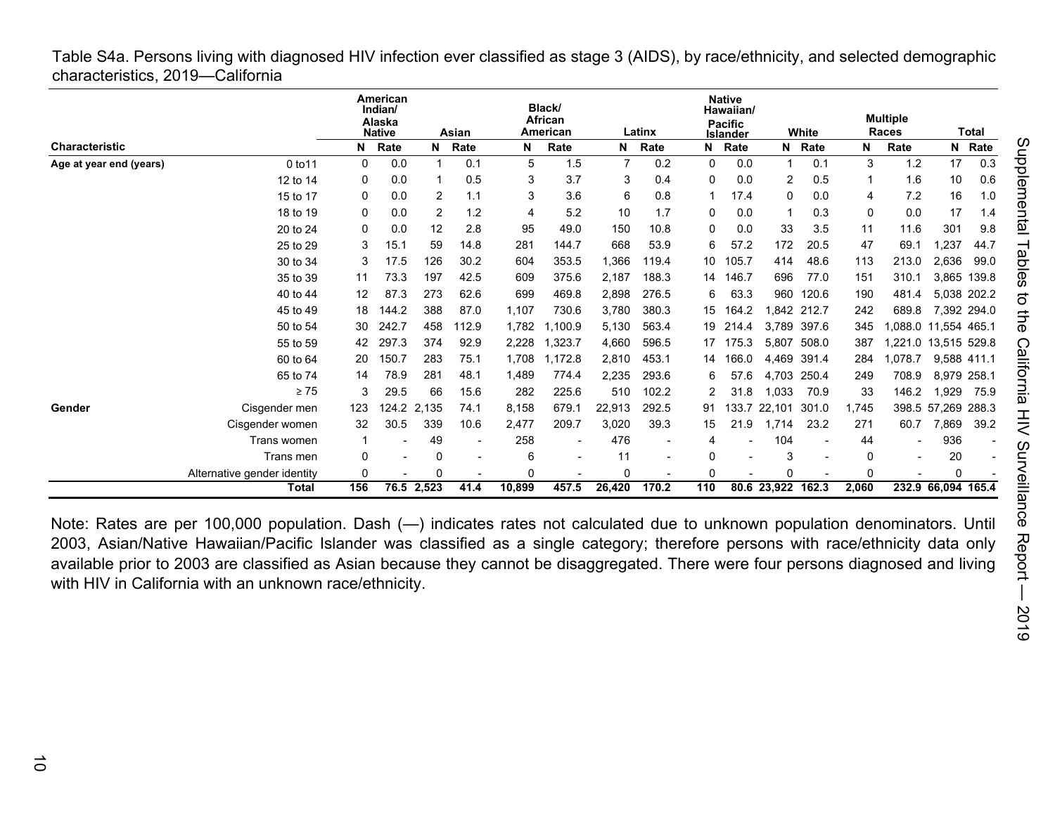Table S4a. Persons living with diagnosed HIV infection ever classified as stage 3 (AIDS), by race/ethnicity, and selected demographic characteristics, 2019—California

| Characteristic | | American Indian/ Alaska Native | | Asian | | Black/ African American | | Latinx | | Native Hawaiian/ Pacific Islander | | White | | Multiple Races | | Total | |
|---|---|---|---|---|---|---|---|---|---|---|---|---|---|---|---|---|---|
| | | N | Rate | N | Rate | N | Rate | N | Rate | N | Rate | N | Rate | N | Rate | N | Rate |
| Age at year end (years) | 0 to11 | 0 | 0.0 | 1 | 0.1 | 5 | 1.5 | 7 | 0.2 | 0 | 0.0 | 1 | 0.1 | 3 | 1.2 | 17 | 0.3 |
| | 12 to 14 | 0 | 0.0 | 1 | 0.5 | 3 | 3.7 | 3 | 0.4 | 0 | 0.0 | 2 | 0.5 | 1 | 1.6 | 10 | 0.6 |
| | 15 to 17 | 0 | 0.0 | 2 | 1.1 | 3 | 3.6 | 6 | 0.8 | 1 | 17.4 | 0 | 0.0 | 4 | 7.2 | 16 | 1.0 |
| | 18 to 19 | 0 | 0.0 | 2 | 1.2 | 4 | 5.2 | 10 | 1.7 | 0 | 0.0 | 1 | 0.3 | 0 | 0.0 | 17 | 1.4 |
| | 20 to 24 | 0 | 0.0 | 12 | 2.8 | 95 | 49.0 | 150 | 10.8 | 0 | 0.0 | 33 | 3.5 | 11 | 11.6 | 301 | 9.8 |
| | 25 to 29 | 3 | 15.1 | 59 | 14.8 | 281 | 144.7 | 668 | 53.9 | 6 | 57.2 | 172 | 20.5 | 47 | 69.1 | 1,237 | 44.7 |
| | 30 to 34 | 3 | 17.5 | 126 | 30.2 | 604 | 353.5 | 1,366 | 119.4 | 10 | 105.7 | 414 | 48.6 | 113 | 213.0 | 2,636 | 99.0 |
| | 35 to 39 | 11 | 73.3 | 197 | 42.5 | 609 | 375.6 | 2,187 | 188.3 | 14 | 146.7 | 696 | 77.0 | 151 | 310.1 | 3,865 | 139.8 |
| | 40 to 44 | 12 | 87.3 | 273 | 62.6 | 699 | 469.8 | 2,898 | 276.5 | 6 | 63.3 | 960 | 120.6 | 190 | 481.4 | 5,038 | 202.2 |
| | 45 to 49 | 18 | 144.2 | 388 | 87.0 | 1,107 | 730.6 | 3,780 | 380.3 | 15 | 164.2 | 1,842 | 212.7 | 242 | 689.8 | 7,392 | 294.0 |
| | 50 to 54 | 30 | 242.7 | 458 | 112.9 | 1,782 | 1,100.9 | 5,130 | 563.4 | 19 | 214.4 | 3,789 | 397.6 | 345 | 1,088.0 | 11,554 | 465.1 |
| | 55 to 59 | 42 | 297.3 | 374 | 92.9 | 2,228 | 1,323.7 | 4,660 | 596.5 | 17 | 175.3 | 5,807 | 508.0 | 387 | 1,221.0 | 13,515 | 529.8 |
| | 60 to 64 | 20 | 150.7 | 283 | 75.1 | 1,708 | 1,172.8 | 2,810 | 453.1 | 14 | 166.0 | 4,469 | 391.4 | 284 | 1,078.7 | 9,588 | 411.1 |
| | 65 to 74 | 14 | 78.9 | 281 | 48.1 | 1,489 | 774.4 | 2,235 | 293.6 | 6 | 57.6 | 4,703 | 250.4 | 249 | 708.9 | 8,979 | 258.1 |
| | ≥ 75 | 3 | 29.5 | 66 | 15.6 | 282 | 225.6 | 510 | 102.2 | 2 | 31.8 | 1,033 | 70.9 | 33 | 146.2 | 1,929 | 75.9 |
| Gender | Cisgender men | 123 | 124.2 | 2,135 | 74.1 | 8,158 | 679.1 | 22,913 | 292.5 | 91 | 133.7 | 22,101 | 301.0 | 1,745 | 398.5 | 57,269 | 288.3 |
| | Cisgender women | 32 | 30.5 | 339 | 10.6 | 2,477 | 209.7 | 3,020 | 39.3 | 15 | 21.9 | 1,714 | 23.2 | 271 | 60.7 | 7,869 | 39.2 |
| | Trans women | 1 | - | 49 | - | 258 | - | 476 | - | 4 | - | 104 | - | 44 | - | 936 | - |
| | Trans men | 0 | - | 0 | - | 6 | - | 11 | - | 0 | - | 3 | - | 0 | - | 20 | - |
| | Alternative gender identity | 0 | - | 0 | - | 0 | - | 0 | - | 0 | - | 0 | - | 0 | - | 0 | - |
| | **Total** | **156** | **76.5** | **2,523** | **41.4** | **10,899** | **457.5** | **26,420** | **170.2** | **110** | **80.6** | **23,922** | **162.3** | **2,060** | **232.9** | **66,094** | **165.4** |

Note: Rates are per 100,000 population. Dash (—) indicates rates not calculated due to unknown population denominators. Until 2003, Asian/Native Hawaiian/Pacific Islander was classified as a single category; therefore persons with race/ethnicity data only available prior to 2003 are classified as Asian because they cannot be disaggregated. There were four persons diagnosed and living with HIV in California with an unknown race/ethnicity.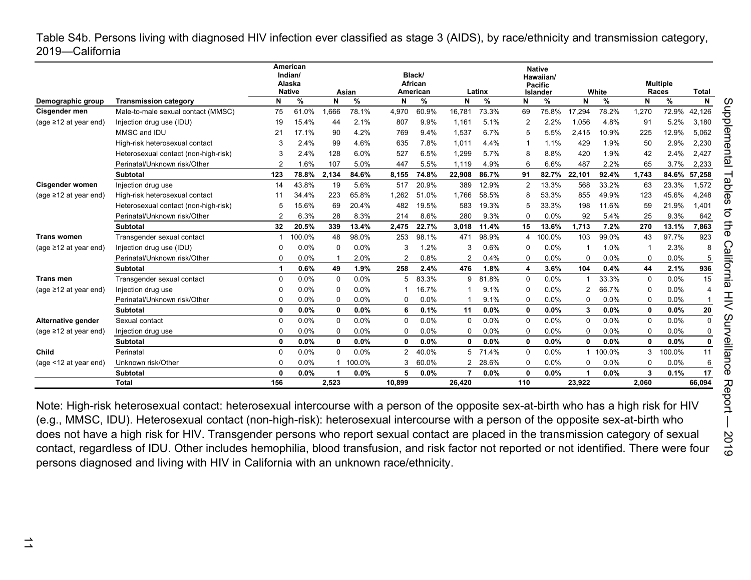Table S4b. Persons living with diagnosed HIV infection ever classified as stage 3 (AIDS), by race/ethnicity and transmission category, 2019—California

| Demographic group | Transmission category | American Indian/ Alaska Native N | American Indian/ Alaska Native % | Asian N | Asian % | Black/ African American N | Black/ African American % | Latinx N | Latinx % | Native Hawaiian/ Pacific Islander N | Native Hawaiian/ Pacific Islander % | White N | White % | Multiple Races N | Multiple Races % | Total N |
|---|---|---|---|---|---|---|---|---|---|---|---|---|---|---|---|---|
| **Cisgender men** | Male-to-male sexual contact (MMSC) | 75 | 61.0% | 1,666 | 78.1% | 4,970 | 60.9% | 16,781 | 73.3% | 69 | 75.8% | 17,294 | 78.2% | 1,270 | 72.9% | 42,126 |
| (age ≥12 at year end) | Injection drug use (IDU) | 19 | 15.4% | 44 | 2.1% | 807 | 9.9% | 1,161 | 5.1% | 2 | 2.2% | 1,056 | 4.8% | 91 | 5.2% | 3,180 |
| | MMSC and IDU | 21 | 17.1% | 90 | 4.2% | 769 | 9.4% | 1,537 | 6.7% | 5 | 5.5% | 2,415 | 10.9% | 225 | 12.9% | 5,062 |
| | High-risk heterosexual contact | 3 | 2.4% | 99 | 4.6% | 635 | 7.8% | 1,011 | 4.4% | 1 | 1.1% | 429 | 1.9% | 50 | 2.9% | 2,230 |
| | Heterosexual contact (non-high-risk) | 3 | 2.4% | 128 | 6.0% | 527 | 6.5% | 1,299 | 5.7% | 8 | 8.8% | 420 | 1.9% | 42 | 2.4% | 2,427 |
| | Perinatal/Unknown risk/Other | 2 | 1.6% | 107 | 5.0% | 447 | 5.5% | 1,119 | 4.9% | 6 | 6.6% | 487 | 2.2% | 65 | 3.7% | 2,233 |
| | **Subtotal** | **123** | **78.8%** | **2,134** | **84.6%** | **8,155** | **74.8%** | **22,908** | **86.7%** | **91** | **82.7%** | **22,101** | **92.4%** | **1,743** | **84.6%** | **57,258** |
| **Cisgender women** | Injection drug use | 14 | 43.8% | 19 | 5.6% | 517 | 20.9% | 389 | 12.9% | 2 | 13.3% | 568 | 33.2% | 63 | 23.3% | 1,572 |
| (age ≥12 at year end) | High-risk heterosexual contact | 11 | 34.4% | 223 | 65.8% | 1,262 | 51.0% | 1,766 | 58.5% | 8 | 53.3% | 855 | 49.9% | 123 | 45.6% | 4,248 |
| | Heterosexual contact (non-high-risk) | 5 | 15.6% | 69 | 20.4% | 482 | 19.5% | 583 | 19.3% | 5 | 33.3% | 198 | 11.6% | 59 | 21.9% | 1,401 |
| | Perinatal/Unknown risk/Other | 2 | 6.3% | 28 | 8.3% | 214 | 8.6% | 280 | 9.3% | 0 | 0.0% | 92 | 5.4% | 25 | 9.3% | 642 |
| | **Subtotal** | **32** | **20.5%** | **339** | **13.4%** | **2,475** | **22.7%** | **3,018** | **11.4%** | **15** | **13.6%** | **1,713** | **7.2%** | **270** | **13.1%** | **7,863** |
| **Trans women** | Transgender sexual contact | 1 | 100.0% | 48 | 98.0% | 253 | 98.1% | 471 | 98.9% | 4 | 100.0% | 103 | 99.0% | 43 | 97.7% | 923 |
| (age ≥12 at year end) | Injection drug use (IDU) | 0 | 0.0% | 0 | 0.0% | 3 | 1.2% | 3 | 0.6% | 0 | 0.0% | 1 | 1.0% | 1 | 2.3% | 8 |
| | Perinatal/Unknown risk/Other | 0 | 0.0% | 1 | 2.0% | 2 | 0.8% | 2 | 0.4% | 0 | 0.0% | 0 | 0.0% | 0 | 0.0% | 5 |
| | **Subtotal** | **1** | **0.6%** | **49** | **1.9%** | **258** | **2.4%** | **476** | **1.8%** | **4** | **3.6%** | **104** | **0.4%** | **44** | **2.1%** | **936** |
| **Trans men** | Transgender sexual contact | 0 | 0.0% | 0 | 0.0% | 5 | 83.3% | 9 | 81.8% | 0 | 0.0% | 1 | 33.3% | 0 | 0.0% | 15 |
| (age ≥12 at year end) | Injection drug use | 0 | 0.0% | 0 | 0.0% | 1 | 16.7% | 1 | 9.1% | 0 | 0.0% | 2 | 66.7% | 0 | 0.0% | 4 |
| | Perinatal/Unknown risk/Other | 0 | 0.0% | 0 | 0.0% | 0 | 0.0% | 1 | 9.1% | 0 | 0.0% | 0 | 0.0% | 0 | 0.0% | 1 |
| | **Subtotal** | **0** | **0.0%** | **0** | **0.0%** | **6** | **0.1%** | **11** | **0.0%** | **0** | **0.0%** | **3** | **0.0%** | **0** | **0.0%** | **20** |
| **Alternative gender** | Sexual contact | 0 | 0.0% | 0 | 0.0% | 0 | 0.0% | 0 | 0.0% | 0 | 0.0% | 0 | 0.0% | 0 | 0.0% | 0 |
| (age ≥12 at year end) | Injection drug use | 0 | 0.0% | 0 | 0.0% | 0 | 0.0% | 0 | 0.0% | 0 | 0.0% | 0 | 0.0% | 0 | 0.0% | 0 |
| | **Subtotal** | **0** | **0.0%** | **0** | **0.0%** | **0** | **0.0%** | **0** | **0.0%** | **0** | **0.0%** | **0** | **0.0%** | **0** | **0.0%** | **0** |
| **Child** | Perinatal | 0 | 0.0% | 0 | 0.0% | 2 | 40.0% | 5 | 71.4% | 0 | 0.0% | 1 | 100.0% | 3 | 100.0% | 11 |
| (age <12 at year end) | Unknown risk/Other | 0 | 0.0% | 1 | 100.0% | 3 | 60.0% | 2 | 28.6% | 0 | 0.0% | 0 | 0.0% | 0 | 0.0% | 6 |
| | **Subtotal** | **0** | **0.0%** | **1** | **0.0%** | **5** | **0.0%** | **7** | **0.0%** | **0** | **0.0%** | **1** | **0.0%** | **3** | **0.1%** | **17** |
| | **Total** | **156** | | **2,523** | | **10,899** | | **26,420** | | **110** | | **23,922** | | **2,060** | | **66,094** |

Note: High-risk heterosexual contact: heterosexual intercourse with a person of the opposite sex-at-birth who has a high risk for HIV (e.g., MMSC, IDU). Heterosexual contact (non-high-risk): heterosexual intercourse with a person of the opposite sex-at-birth who does not have a high risk for HIV. Transgender persons who report sexual contact are placed in the transmission category of sexual contact, regardless of IDU. Other includes hemophilia, blood transfusion, and risk factor not reported or not identified. There were four persons diagnosed and living with HIV in California with an unknown race/ethnicity.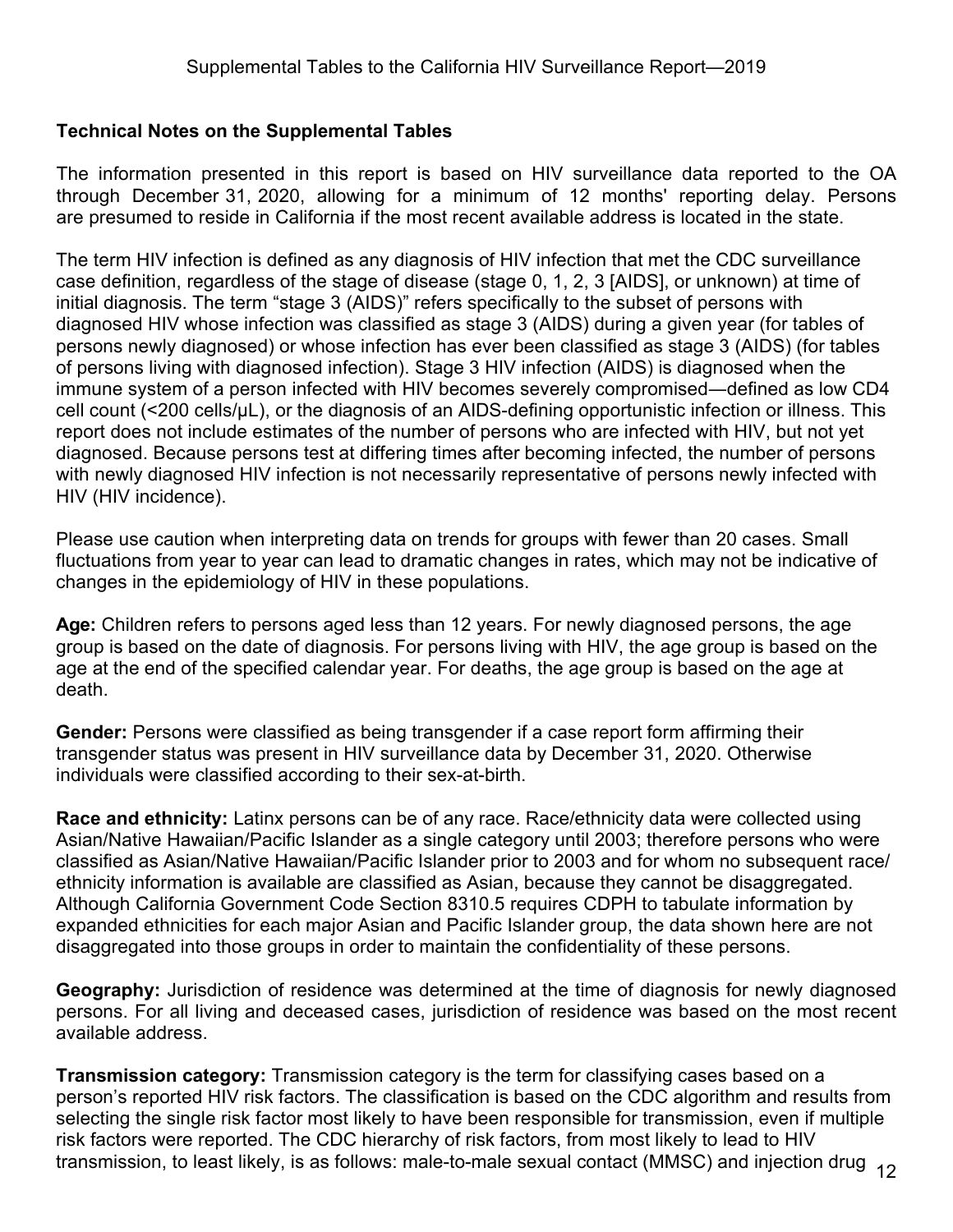## Technical Notes on the Supplemental Tables

The information presented in this report is based on HIV surveillance data reported to the OA through December 31, 2020, allowing for a minimum of 12 months' reporting delay. Persons are presumed to reside in California if the most recent available address is located in the state.

The term HIV infection is defined as any diagnosis of HIV infection that met the CDC surveillance case definition, regardless of the stage of disease (stage 0, 1, 2, 3 [AIDS], or unknown) at time of initial diagnosis. The term "stage 3 (AIDS)" refers specifically to the subset of persons with diagnosed HIV whose infection was classified as stage 3 (AIDS) during a given year (for tables of persons newly diagnosed) or whose infection has ever been classified as stage 3 (AIDS) (for tables of persons living with diagnosed infection). Stage 3 HIV infection (AIDS) is diagnosed when the immune system of a person infected with HIV becomes severely compromised—defined as low CD4 cell count (<200 cells/μL), or the diagnosis of an AIDS-defining opportunistic infection or illness. This report does not include estimates of the number of persons who are infected with HIV, but not yet diagnosed. Because persons test at differing times after becoming infected, the number of persons with newly diagnosed HIV infection is not necessarily representative of persons newly infected with HIV (HIV incidence).

Please use caution when interpreting data on trends for groups with fewer than 20 cases. Small fluctuations from year to year can lead to dramatic changes in rates, which may not be indicative of changes in the epidemiology of HIV in these populations.

**Age:** Children refers to persons aged less than 12 years. For newly diagnosed persons, the age group is based on the date of diagnosis. For persons living with HIV, the age group is based on the age at the end of the specified calendar year. For deaths, the age group is based on the age at death.

**Gender:** Persons were classified as being transgender if a case report form affirming their transgender status was present in HIV surveillance data by December 31, 2020. Otherwise individuals were classified according to their sex-at-birth.

**Race and ethnicity:** Latinx persons can be of any race. Race/ethnicity data were collected using Asian/Native Hawaiian/Pacific Islander as a single category until 2003; therefore persons who were classified as Asian/Native Hawaiian/Pacific Islander prior to 2003 and for whom no subsequent race/ethnicity information is available are classified as Asian, because they cannot be disaggregated. Although California Government Code Section 8310.5 requires CDPH to tabulate information by expanded ethnicities for each major Asian and Pacific Islander group, the data shown here are not disaggregated into those groups in order to maintain the confidentiality of these persons.

**Geography:** Jurisdiction of residence was determined at the time of diagnosis for newly diagnosed persons. For all living and deceased cases, jurisdiction of residence was based on the most recent available address.

**Transmission category:** Transmission category is the term for classifying cases based on a person's reported HIV risk factors. The classification is based on the CDC algorithm and results from selecting the single risk factor most likely to have been responsible for transmission, even if multiple risk factors were reported. The CDC hierarchy of risk factors, from most likely to lead to HIV transmission, to least likely, is as follows: male-to-male sexual contact (MMSC) and injection drug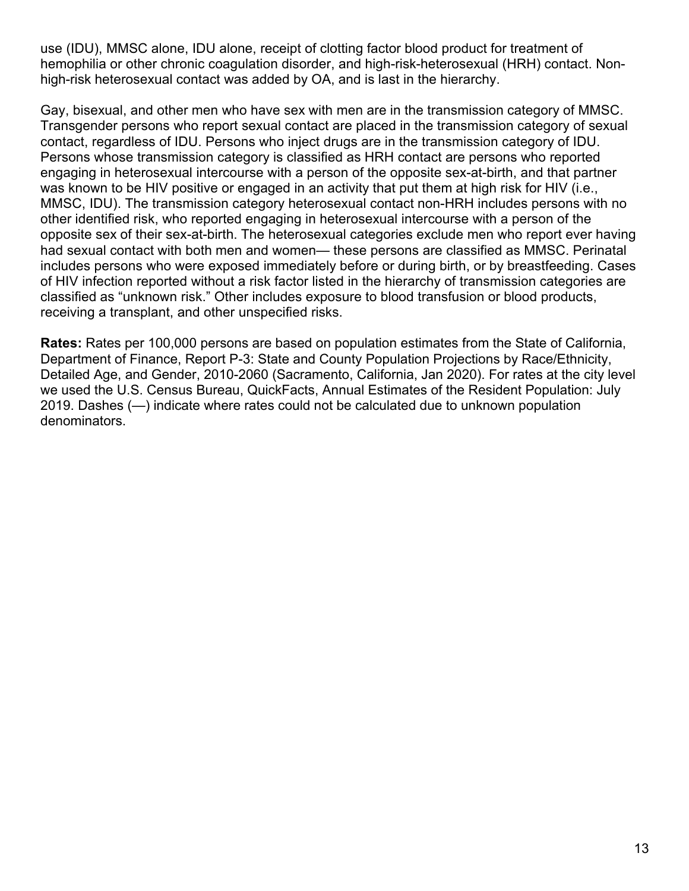use (IDU), MMSC alone, IDU alone, receipt of clotting factor blood product for treatment of hemophilia or other chronic coagulation disorder, and high-risk-heterosexual (HRH) contact. Non-high-risk heterosexual contact was added by OA, and is last in the hierarchy.

Gay, bisexual, and other men who have sex with men are in the transmission category of MMSC. Transgender persons who report sexual contact are placed in the transmission category of sexual contact, regardless of IDU. Persons who inject drugs are in the transmission category of IDU. Persons whose transmission category is classified as HRH contact are persons who reported engaging in heterosexual intercourse with a person of the opposite sex-at-birth, and that partner was known to be HIV positive or engaged in an activity that put them at high risk for HIV (i.e., MMSC, IDU). The transmission category heterosexual contact non-HRH includes persons with no other identified risk, who reported engaging in heterosexual intercourse with a person of the opposite sex of their sex-at-birth. The heterosexual categories exclude men who report ever having had sexual contact with both men and women— these persons are classified as MMSC. Perinatal includes persons who were exposed immediately before or during birth, or by breastfeeding. Cases of HIV infection reported without a risk factor listed in the hierarchy of transmission categories are classified as "unknown risk." Other includes exposure to blood transfusion or blood products, receiving a transplant, and other unspecified risks.

**Rates:** Rates per 100,000 persons are based on population estimates from the State of California, Department of Finance, Report P-3: State and County Population Projections by Race/Ethnicity, Detailed Age, and Gender, 2010-2060 (Sacramento, California, Jan 2020). For rates at the city level we used the U.S. Census Bureau, QuickFacts, Annual Estimates of the Resident Population: July 2019. Dashes (—) indicate where rates could not be calculated due to unknown population denominators.